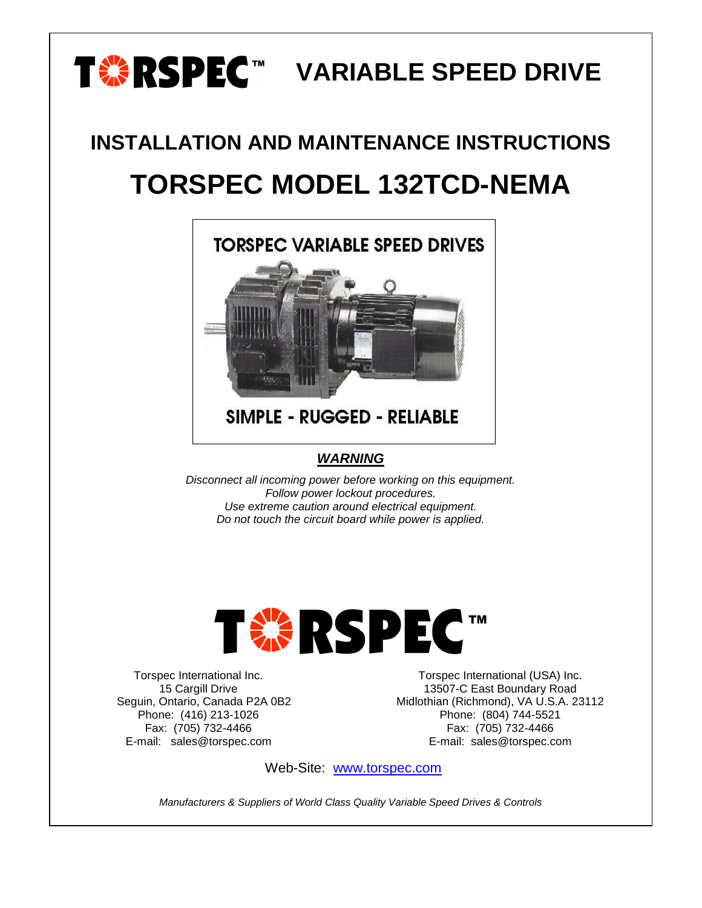# TORSPEC™ VARIABLE SPEED DRIVE

## INSTALLATION AND MAINTENANCE INSTRUCTIONS

# TORSPEC MODEL 132TCD-NEMA

TORSPEC VARIABLE SPEED DRIVES

SIMPLE - RUGGED - RELIABLE

***WARNING***

*Disconnect all incoming power before working on this equipment.*
*Follow power lockout procedures.*
*Use extreme caution around electrical equipment.*
*Do not touch the circuit board while power is applied.*

**TORSPEC™**

Torspec International Inc.
15 Cargill Drive
Seguin, Ontario, Canada P2A 0B2
Phone: (416) 213-1026
Fax: (705) 732-4466
E-mail: sales@torspec.com

Torspec International (USA) Inc.
13507-C East Boundary Road
Midlothian (Richmond), VA U.S.A. 23112
Phone: (804) 744-5521
Fax: (705) 732-4466
E-mail: sales@torspec.com

Web-Site: [www.torspec.com](http://www.torspec.com)

*Manufacturers & Suppliers of World Class Quality Variable Speed Drives & Controls*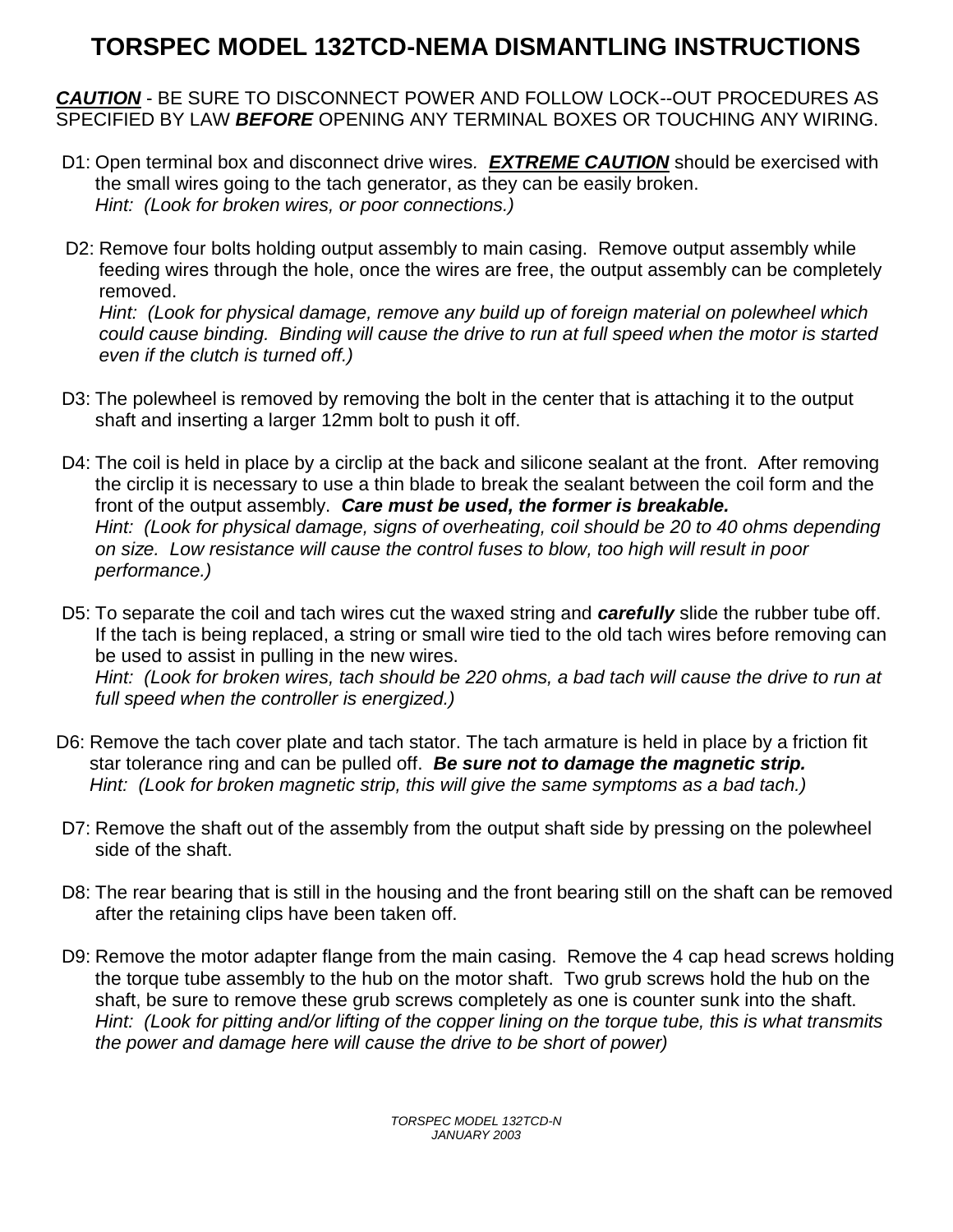# TORSPEC MODEL 132TCD-NEMA DISMANTLING INSTRUCTIONS

***CAUTION*** - BE SURE TO DISCONNECT POWER AND FOLLOW LOCK--OUT PROCEDURES AS SPECIFIED BY LAW ***BEFORE*** OPENING ANY TERMINAL BOXES OR TOUCHING ANY WIRING.

D1: Open terminal box and disconnect drive wires. ***EXTREME CAUTION*** should be exercised with the small wires going to the tach generator, as they can be easily broken.
*Hint: (Look for broken wires, or poor connections.)*

D2: Remove four bolts holding output assembly to main casing. Remove output assembly while feeding wires through the hole, once the wires are free, the output assembly can be completely removed.
*Hint: (Look for physical damage, remove any build up of foreign material on polewheel which could cause binding. Binding will cause the drive to run at full speed when the motor is started even if the clutch is turned off.)*

D3: The polewheel is removed by removing the bolt in the center that is attaching it to the output shaft and inserting a larger 12mm bolt to push it off.

D4: The coil is held in place by a circlip at the back and silicone sealant at the front. After removing the circlip it is necessary to use a thin blade to break the sealant between the coil form and the front of the output assembly. ***Care must be used, the former is breakable.***
*Hint: (Look for physical damage, signs of overheating, coil should be 20 to 40 ohms depending on size. Low resistance will cause the control fuses to blow, too high will result in poor performance.)*

D5: To separate the coil and tach wires cut the waxed string and ***carefully*** slide the rubber tube off. If the tach is being replaced, a string or small wire tied to the old tach wires before removing can be used to assist in pulling in the new wires.
*Hint: (Look for broken wires, tach should be 220 ohms, a bad tach will cause the drive to run at full speed when the controller is energized.)*

D6: Remove the tach cover plate and tach stator. The tach armature is held in place by a friction fit star tolerance ring and can be pulled off. ***Be sure not to damage the magnetic strip.***
*Hint: (Look for broken magnetic strip, this will give the same symptoms as a bad tach.)*

D7: Remove the shaft out of the assembly from the output shaft side by pressing on the polewheel side of the shaft.

D8: The rear bearing that is still in the housing and the front bearing still on the shaft can be removed after the retaining clips have been taken off.

D9: Remove the motor adapter flange from the main casing. Remove the 4 cap head screws holding the torque tube assembly to the hub on the motor shaft. Two grub screws hold the hub on the shaft, be sure to remove these grub screws completely as one is counter sunk into the shaft.
*Hint: (Look for pitting and/or lifting of the copper lining on the torque tube, this is what transmits the power and damage here will cause the drive to be short of power)*

*TORSPEC MODEL 132TCD-N*
*JANUARY 2003*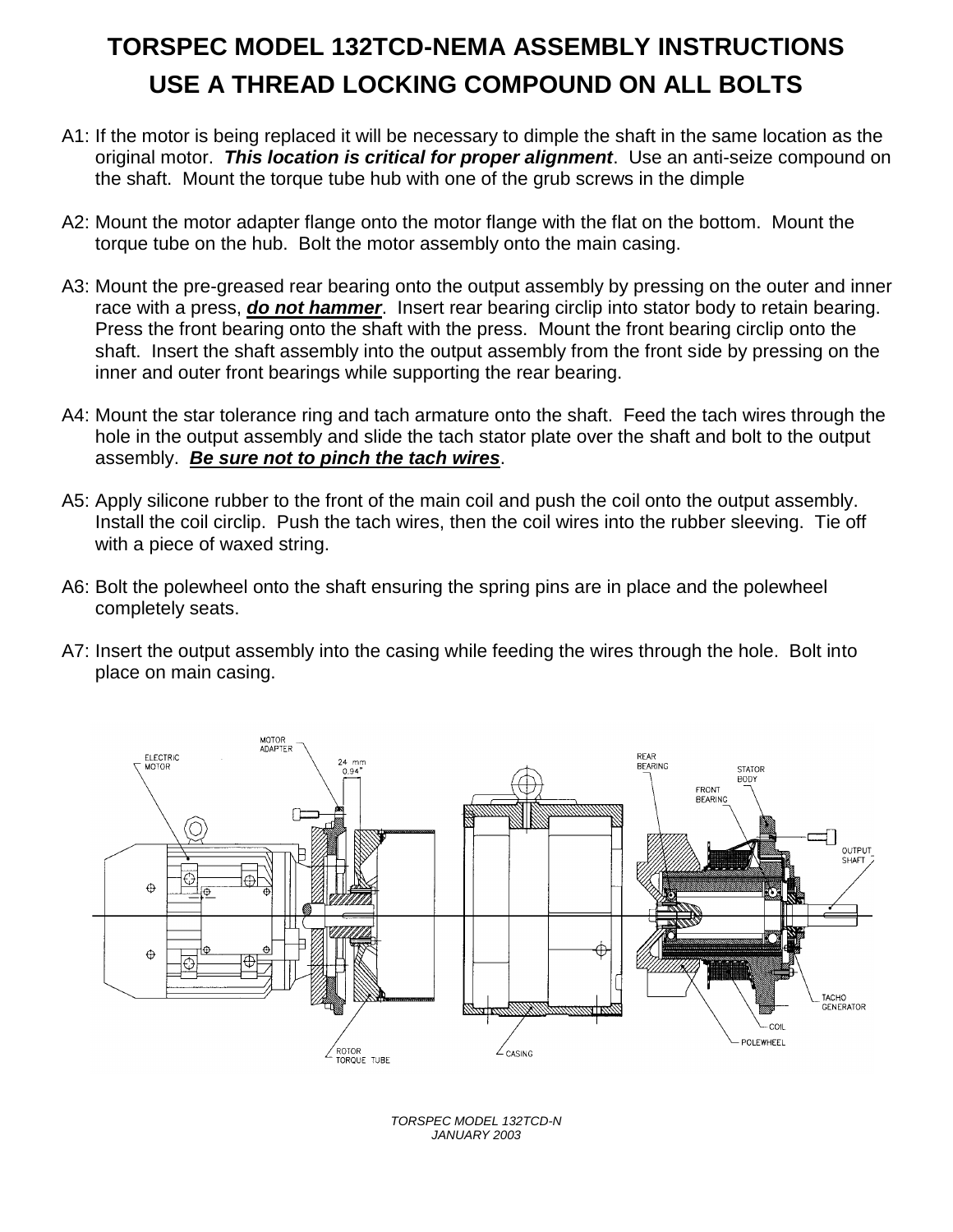# TORSPEC MODEL 132TCD-NEMA ASSEMBLY INSTRUCTIONS

## USE A THREAD LOCKING COMPOUND ON ALL BOLTS

A1: If the motor is being replaced it will be necessary to dimple the shaft in the same location as the original motor. ***This location is critical for proper alignment***. Use an anti-seize compound on the shaft. Mount the torque tube hub with one of the grub screws in the dimple

A2: Mount the motor adapter flange onto the motor flange with the flat on the bottom. Mount the torque tube on the hub. Bolt the motor assembly onto the main casing.

A3: Mount the pre-greased rear bearing onto the output assembly by pressing on the outer and inner race with a press, ***do not hammer***. Insert rear bearing circlip into stator body to retain bearing. Press the front bearing onto the shaft with the press. Mount the front bearing circlip onto the shaft. Insert the shaft assembly into the output assembly from the front side by pressing on the inner and outer front bearings while supporting the rear bearing.

A4: Mount the star tolerance ring and tach armature onto the shaft. Feed the tach wires through the hole in the output assembly and slide the tach stator plate over the shaft and bolt to the output assembly. ***Be sure not to pinch the tach wires***.

A5: Apply silicone rubber to the front of the main coil and push the coil onto the output assembly. Install the coil circlip. Push the tach wires, then the coil wires into the rubber sleeving. Tie off with a piece of waxed string.

A6: Bolt the polewheel onto the shaft ensuring the spring pins are in place and the polewheel completely seats.

A7: Insert the output assembly into the casing while feeding the wires through the hole. Bolt into place on main casing.

ELECTRIC MOTOR, MOTOR ADAPTER, 24 mm 0.94", ROTOR TORQUE TUBE, CASING, REAR BEARING, STATOR BODY, FRONT BEARING, OUTPUT SHAFT, TACHO GENERATOR, COIL, POLEWHEEL

*TORSPEC MODEL 132TCD-N*
*JANUARY 2003*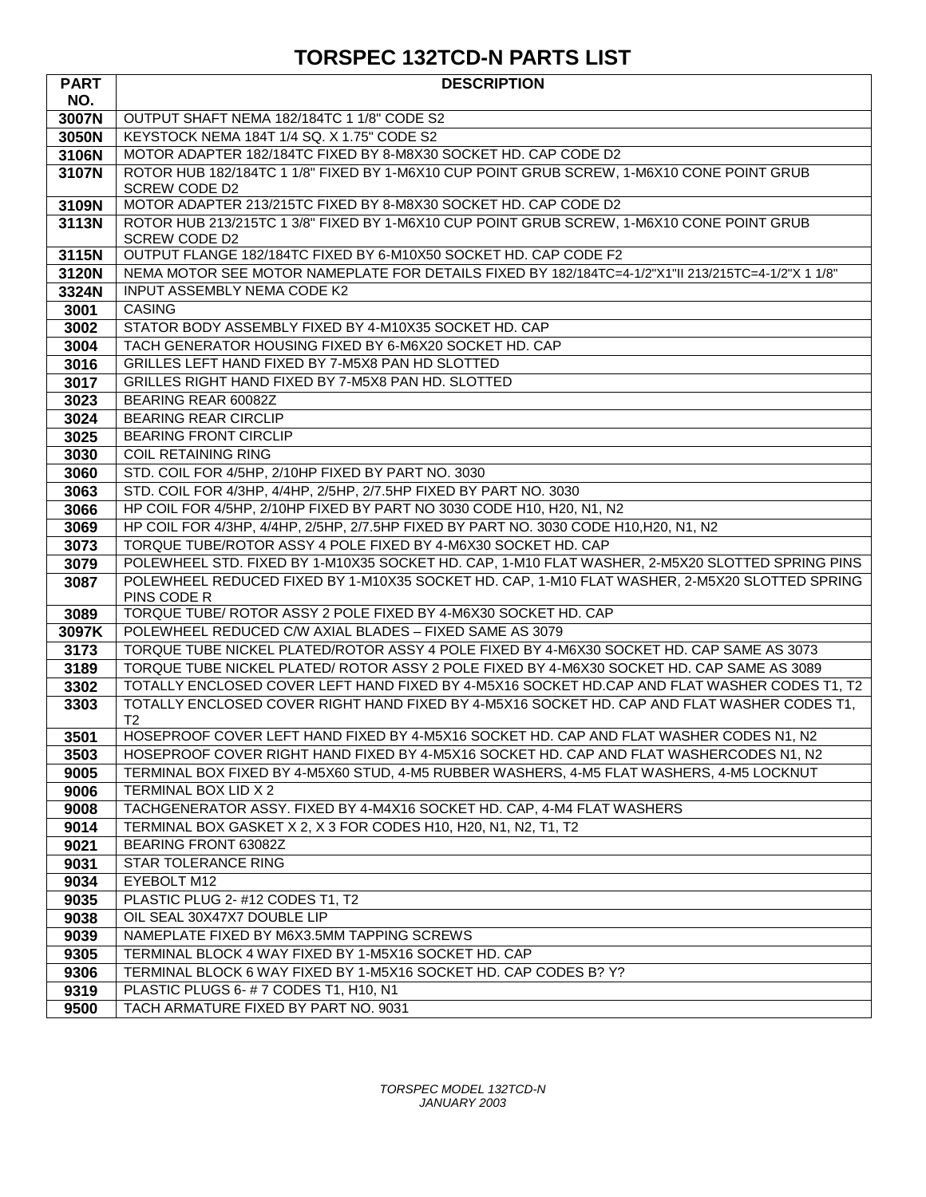# TORSPEC 132TCD-N PARTS LIST

| PART NO. | DESCRIPTION |
|---|---|
| 3007N | OUTPUT SHAFT NEMA 182/184TC 1 1/8" CODE S2 |
| 3050N | KEYSTOCK NEMA 184T 1/4 SQ. X 1.75" CODE S2 |
| 3106N | MOTOR ADAPTER 182/184TC FIXED BY 8-M8X30 SOCKET HD. CAP CODE D2 |
| 3107N | ROTOR HUB 182/184TC 1 1/8" FIXED BY 1-M6X10 CUP POINT GRUB SCREW, 1-M6X10 CONE POINT GRUB SCREW CODE D2 |
| 3109N | MOTOR ADAPTER 213/215TC FIXED BY 8-M8X30 SOCKET HD. CAP CODE D2 |
| 3113N | ROTOR HUB 213/215TC 1 3/8" FIXED BY 1-M6X10 CUP POINT GRUB SCREW, 1-M6X10 CONE POINT GRUB SCREW CODE D2 |
| 3115N | OUTPUT FLANGE 182/184TC FIXED BY 6-M10X50 SOCKET HD. CAP CODE F2 |
| 3120N | NEMA MOTOR SEE MOTOR NAMEPLATE FOR DETAILS FIXED BY 182/184TC=4-1/2"X1"II 213/215TC=4-1/2"X 1 1/8" |
| 3324N | INPUT ASSEMBLY NEMA CODE K2 |
| 3001 | CASING |
| 3002 | STATOR BODY ASSEMBLY FIXED BY 4-M10X35 SOCKET HD. CAP |
| 3004 | TACH GENERATOR HOUSING FIXED BY 6-M6X20 SOCKET HD. CAP |
| 3016 | GRILLES LEFT HAND FIXED BY 7-M5X8 PAN HD SLOTTED |
| 3017 | GRILLES RIGHT HAND FIXED BY 7-M5X8 PAN HD. SLOTTED |
| 3023 | BEARING REAR 60082Z |
| 3024 | BEARING REAR CIRCLIP |
| 3025 | BEARING FRONT CIRCLIP |
| 3030 | COIL RETAINING RING |
| 3060 | STD. COIL FOR 4/5HP, 2/10HP FIXED BY PART NO. 3030 |
| 3063 | STD. COIL FOR 4/3HP, 4/4HP, 2/5HP, 2/7.5HP FIXED BY PART NO. 3030 |
| 3066 | HP COIL FOR 4/5HP, 2/10HP FIXED BY PART NO 3030 CODE H10, H20, N1, N2 |
| 3069 | HP COIL FOR 4/3HP, 4/4HP, 2/5HP, 2/7.5HP FIXED BY PART NO. 3030 CODE H10,H20, N1, N2 |
| 3073 | TORQUE TUBE/ROTOR ASSY 4 POLE FIXED BY 4-M6X30 SOCKET HD. CAP |
| 3079 | POLEWHEEL STD. FIXED BY 1-M10X35 SOCKET HD. CAP, 1-M10 FLAT WASHER, 2-M5X20 SLOTTED SPRING PINS |
| 3087 | POLEWHEEL REDUCED FIXED BY 1-M10X35 SOCKET HD. CAP, 1-M10 FLAT WASHER, 2-M5X20 SLOTTED SPRING PINS CODE R |
| 3089 | TORQUE TUBE/ ROTOR ASSY 2 POLE FIXED BY 4-M6X30 SOCKET HD. CAP |
| 3097K | POLEWHEEL REDUCED C/W AXIAL BLADES – FIXED SAME AS 3079 |
| 3173 | TORQUE TUBE NICKEL PLATED/ROTOR ASSY 4 POLE FIXED BY 4-M6X30 SOCKET HD. CAP SAME AS 3073 |
| 3189 | TORQUE TUBE NICKEL PLATED/ ROTOR ASSY 2 POLE FIXED BY 4-M6X30 SOCKET HD. CAP SAME AS 3089 |
| 3302 | TOTALLY ENCLOSED COVER LEFT HAND FIXED BY 4-M5X16 SOCKET HD.CAP AND FLAT WASHER CODES T1, T2 |
| 3303 | TOTALLY ENCLOSED COVER RIGHT HAND FIXED BY 4-M5X16 SOCKET HD. CAP AND FLAT WASHER CODES T1, T2 |
| 3501 | HOSEPROOF COVER LEFT HAND FIXED BY 4-M5X16 SOCKET HD. CAP AND FLAT WASHER CODES N1, N2 |
| 3503 | HOSEPROOF COVER RIGHT HAND FIXED BY 4-M5X16 SOCKET HD. CAP AND FLAT WASHERCODES N1, N2 |
| 9005 | TERMINAL BOX FIXED BY 4-M5X60 STUD, 4-M5 RUBBER WASHERS, 4-M5 FLAT WASHERS, 4-M5 LOCKNUT |
| 9006 | TERMINAL BOX LID X 2 |
| 9008 | TACHGENERATOR ASSY. FIXED BY 4-M4X16 SOCKET HD. CAP, 4-M4 FLAT WASHERS |
| 9014 | TERMINAL BOX GASKET X 2, X 3 FOR CODES H10, H20, N1, N2, T1, T2 |
| 9021 | BEARING FRONT 63082Z |
| 9031 | STAR TOLERANCE RING |
| 9034 | EYEBOLT M12 |
| 9035 | PLASTIC PLUG 2- #12 CODES T1, T2 |
| 9038 | OIL SEAL 30X47X7 DOUBLE LIP |
| 9039 | NAMEPLATE FIXED BY M6X3.5MM TAPPING SCREWS |
| 9305 | TERMINAL BLOCK 4 WAY FIXED BY 1-M5X16 SOCKET HD. CAP |
| 9306 | TERMINAL BLOCK 6 WAY FIXED BY 1-M5X16 SOCKET HD. CAP CODES B? Y? |
| 9319 | PLASTIC PLUGS 6- # 7 CODES T1, H10, N1 |
| 9500 | TACH ARMATURE FIXED BY PART NO. 9031 |

*TORSPEC MODEL 132TCD-N*
*JANUARY 2003*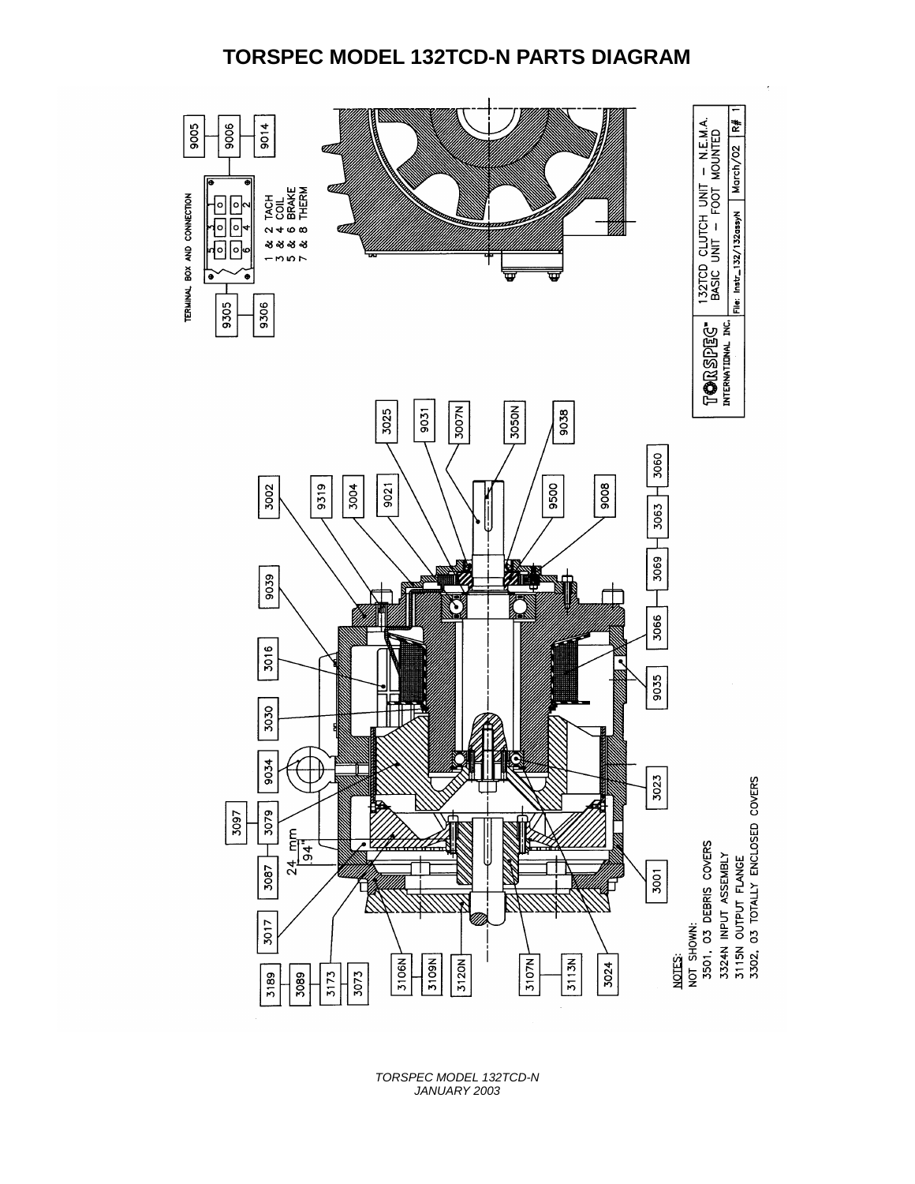# TORSPEC MODEL 132TCD-N PARTS DIAGRAM

TERMINAL BOX AND CONNECTION

1 & 2 TACH
3 & 4 COIL
5 & 6 BRAKE
7 & 8 THERM

9005
9006
9014
9305
9306

3002
9319
3004
9021
9500
9008
3025
9031
3007N
3050N
9038
3060
3063
3069
3066
9035
3023
3001
9039
3016
3030
9034
3097
3079
3087
3017
3189
3089
3173
3073
3106N
3109N
3120N
3107N
3113N
3024

24 mm
.94"

NOTES:
NOT SHOWN:
3501, 03 DEBRIS COVERS
3324N INPUT ASSEMBLY
3115N OUTPUT FLANGE
3302, 03 TOTALLY ENCLOSED COVERS

TORSPEC INTERNATIONAL INC.

132TCD CLUTCH UNIT – N.E.M.A.
BASIC UNIT – FOOT MOUNTED

File: Instr_132/132assyN | March/02 | R# 1

*TORSPEC MODEL 132TCD-N*
*JANUARY 2003*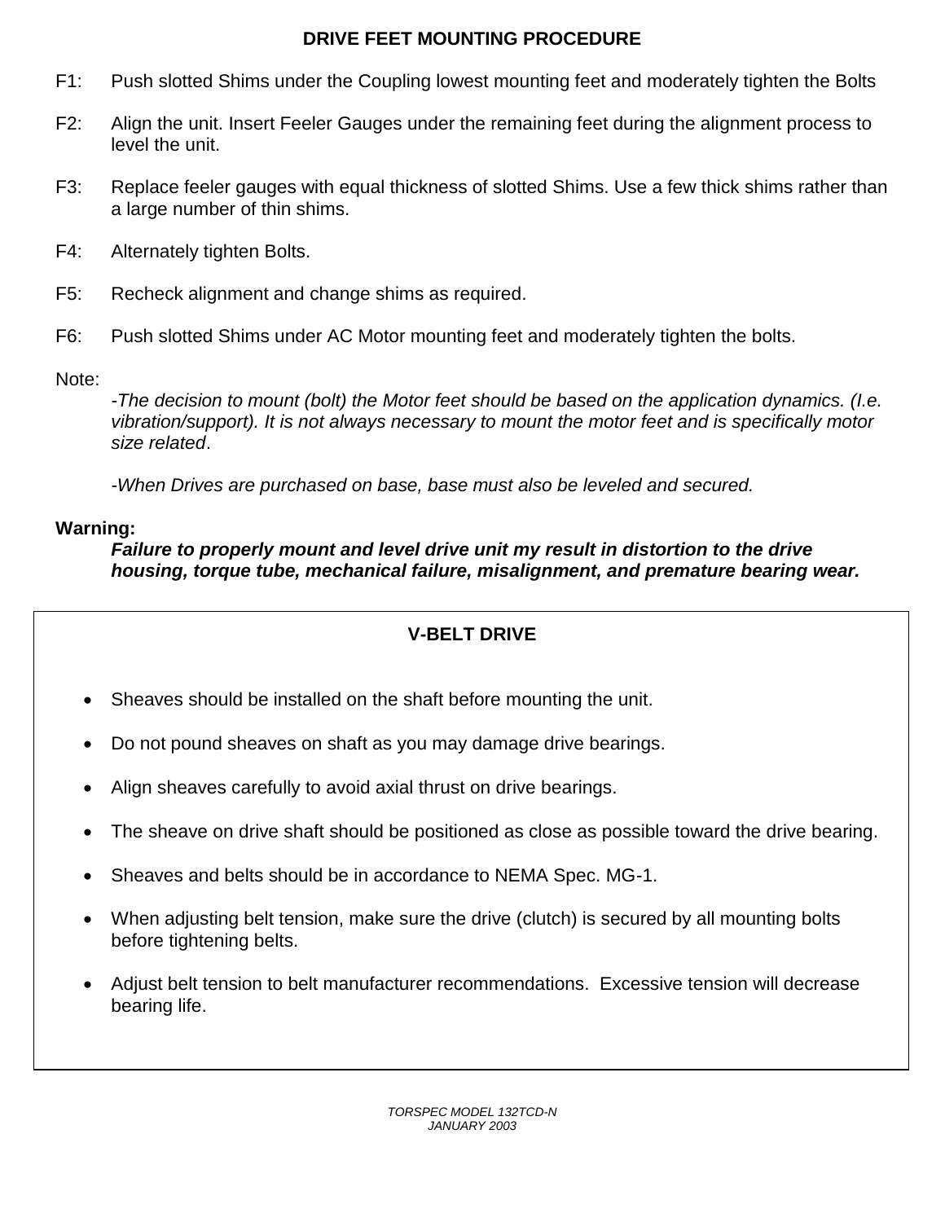## DRIVE FEET MOUNTING PROCEDURE

F1: Push slotted Shims under the Coupling lowest mounting feet and moderately tighten the Bolts

F2: Align the unit. Insert Feeler Gauges under the remaining feet during the alignment process to level the unit.

F3: Replace feeler gauges with equal thickness of slotted Shims. Use a few thick shims rather than a large number of thin shims.

F4: Alternately tighten Bolts.

F5: Recheck alignment and change shims as required.

F6: Push slotted Shims under AC Motor mounting feet and moderately tighten the bolts.

Note:

*-The decision to mount (bolt) the Motor feet should be based on the application dynamics. (I.e. vibration/support). It is not always necessary to mount the motor feet and is specifically motor size related*.

*-When Drives are purchased on base, base must also be leveled and secured.*

**Warning:**

***Failure to properly mount and level drive unit my result in distortion to the drive housing, torque tube, mechanical failure, misalignment, and premature bearing wear.***

## V-BELT DRIVE

- Sheaves should be installed on the shaft before mounting the unit.
- Do not pound sheaves on shaft as you may damage drive bearings.
- Align sheaves carefully to avoid axial thrust on drive bearings.
- The sheave on drive shaft should be positioned as close as possible toward the drive bearing.
- Sheaves and belts should be in accordance to NEMA Spec. MG-1.
- When adjusting belt tension, make sure the drive (clutch) is secured by all mounting bolts before tightening belts.
- Adjust belt tension to belt manufacturer recommendations. Excessive tension will decrease bearing life.